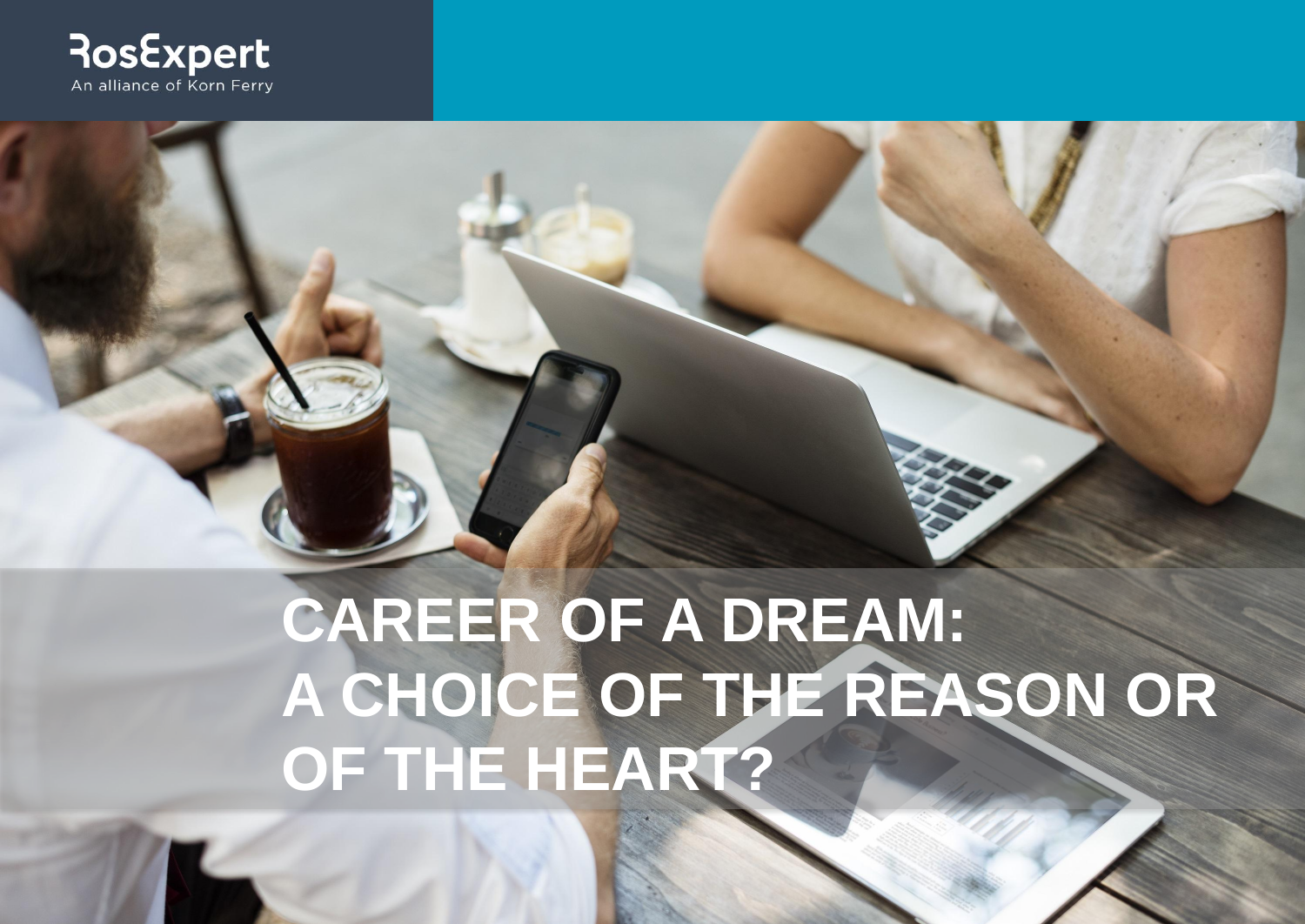RosExpert
An alliance of Korn Ferry

# CAREER OF A DREAM: A CHOICE OF THE REASON OR OF THE HEART?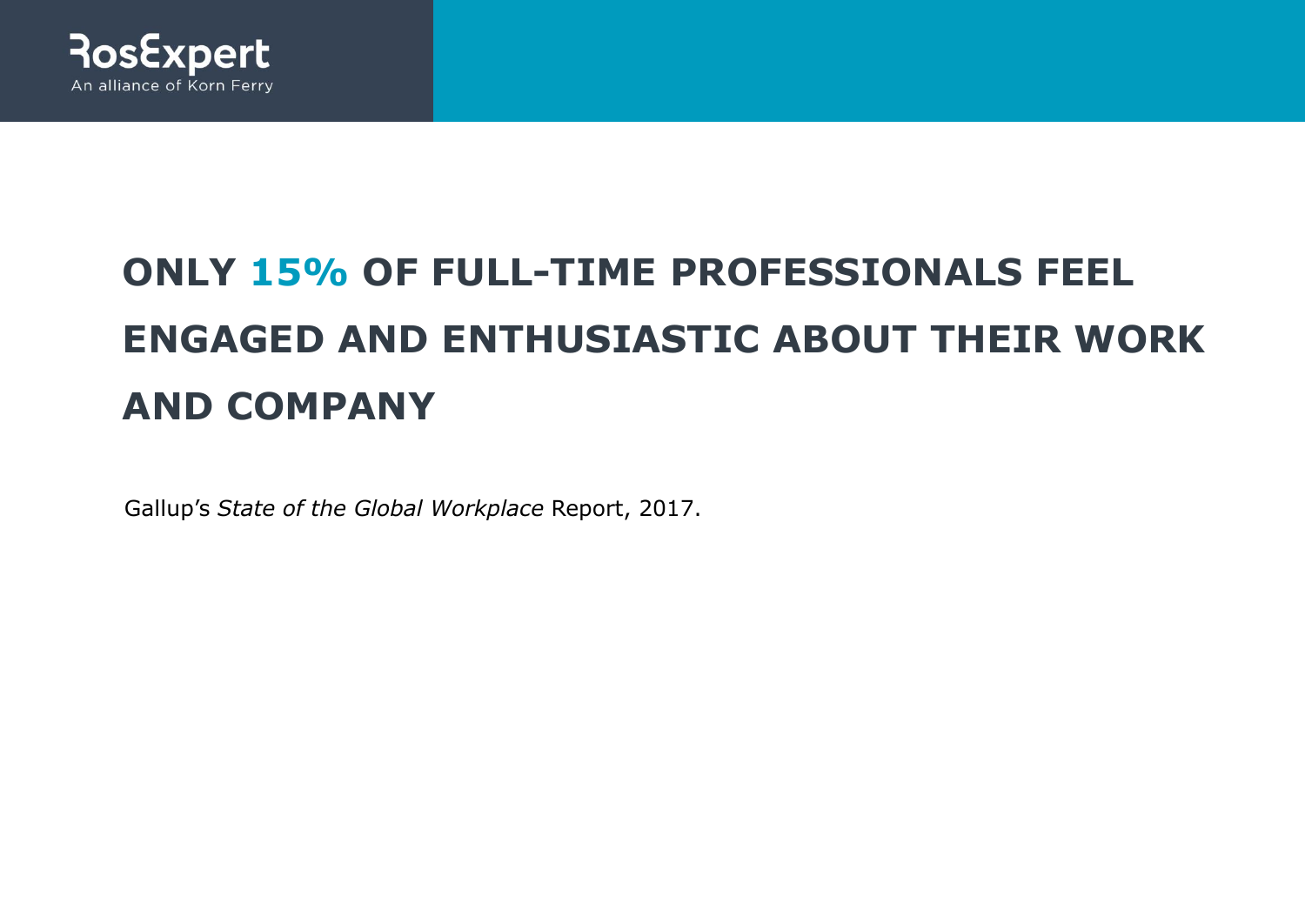# ONLY 15% OF FULL-TIME PROFESSIONALS FEEL ENGAGED AND ENTHUSIASTIC ABOUT THEIR WORK AND COMPANY

Gallup's *State of the Global Workplace* Report, 2017.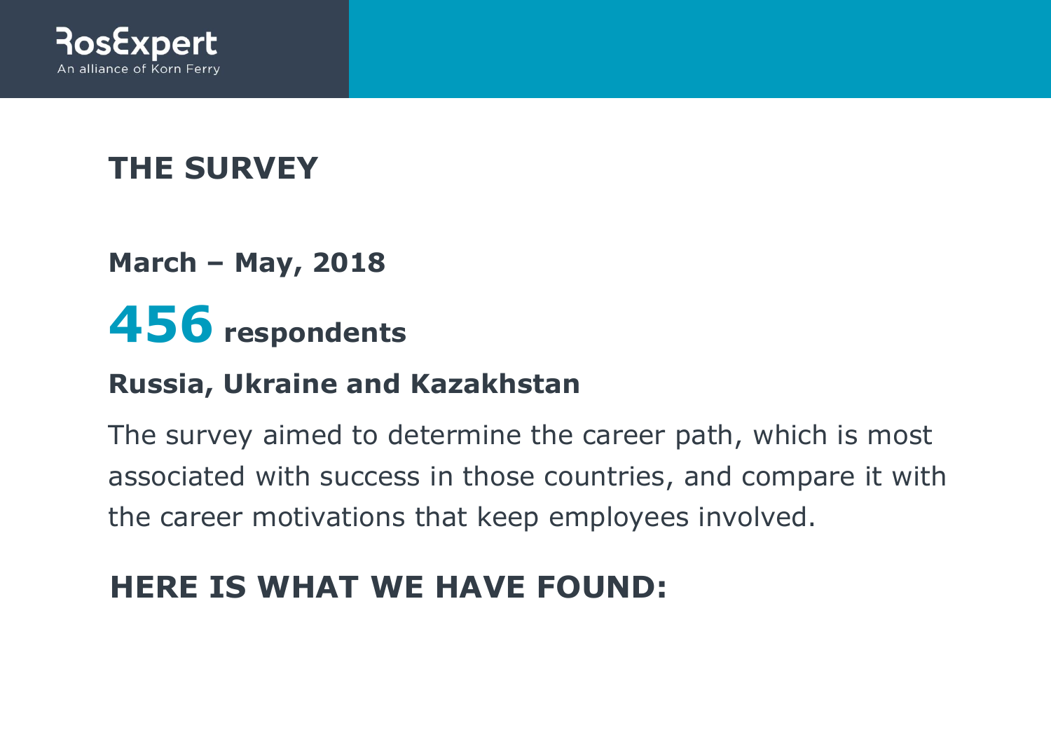## THE SURVEY

**March – May, 2018**

**456 respondents**

**Russia, Ukraine and Kazakhstan**

The survey aimed to determine the career path, which is most associated with success in those countries, and compare it with the career motivations that keep employees involved.

## HERE IS WHAT WE HAVE FOUND: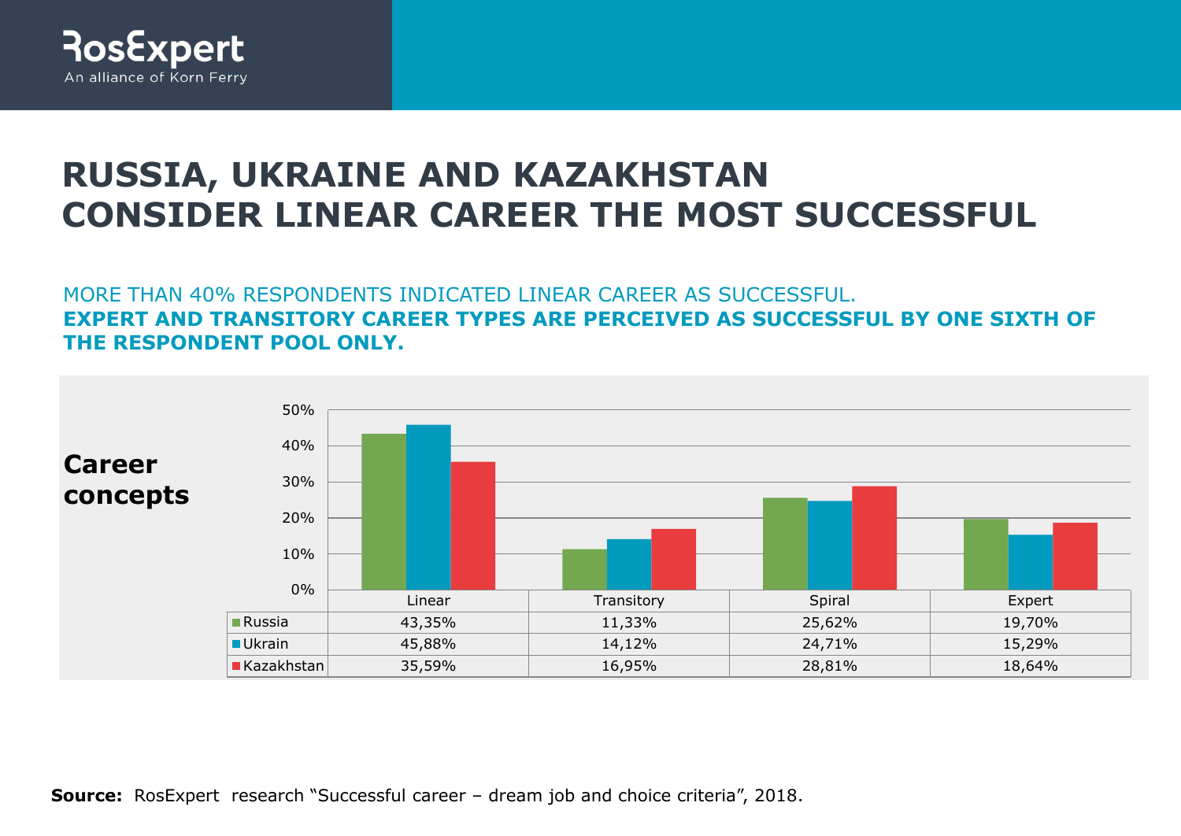# RUSSIA, UKRAINE AND KAZAKHSTAN CONSIDER LINEAR CAREER THE MOST SUCCESSFUL

MORE THAN 40% RESPONDENTS INDICATED LINEAR CAREER AS SUCCESSFUL.

**EXPERT AND TRANSITORY CAREER TYPES ARE PERCEIVED AS SUCCESSFUL BY ONE SIXTH OF THE RESPONDENT POOL ONLY.**

**Career concepts**

| | Linear | Transitory | Spiral | Expert |
|---|---|---|---|---|
| Russia | 43,35% | 11,33% | 25,62% | 19,70% |
| Ukrain | 45,88% | 14,12% | 24,71% | 15,29% |
| Kazakhstan | 35,59% | 16,95% | 28,81% | 18,64% |

**Source:** RosExpert research “Successful career – dream job and choice criteria”, 2018.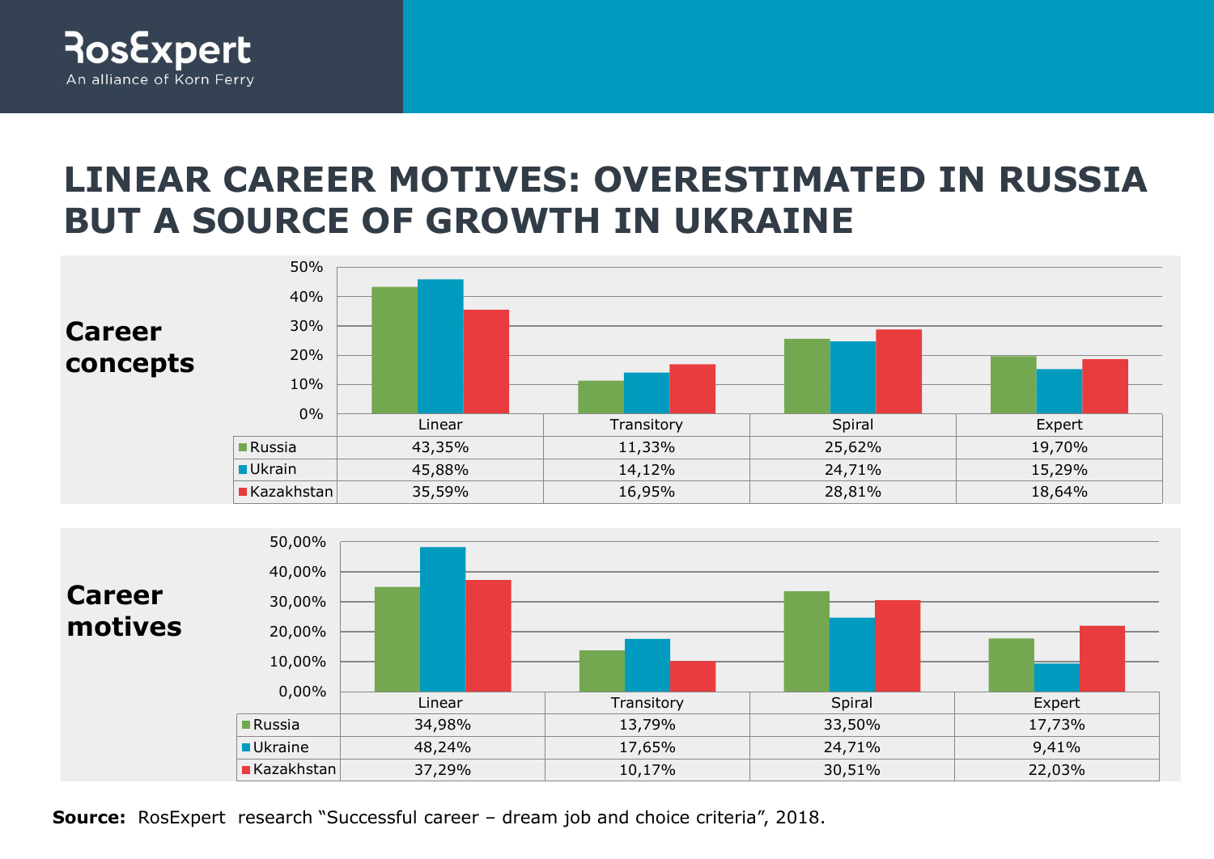# LINEAR CAREER MOTIVES: OVERESTIMATED IN RUSSIA BUT A SOURCE OF GROWTH IN UKRAINE

**Career concepts**

| | Linear | Transitory | Spiral | Expert |
|---|---|---|---|---|
| Russia | 43,35% | 11,33% | 25,62% | 19,70% |
| Ukrain | 45,88% | 14,12% | 24,71% | 15,29% |
| Kazakhstan | 35,59% | 16,95% | 28,81% | 18,64% |

**Career motives**

| | Linear | Transitory | Spiral | Expert |
|---|---|---|---|---|
| Russia | 34,98% | 13,79% | 33,50% | 17,73% |
| Ukraine | 48,24% | 17,65% | 24,71% | 9,41% |
| Kazakhstan | 37,29% | 10,17% | 30,51% | 22,03% |

**Source:** RosExpert research "Successful career – dream job and choice criteria", 2018.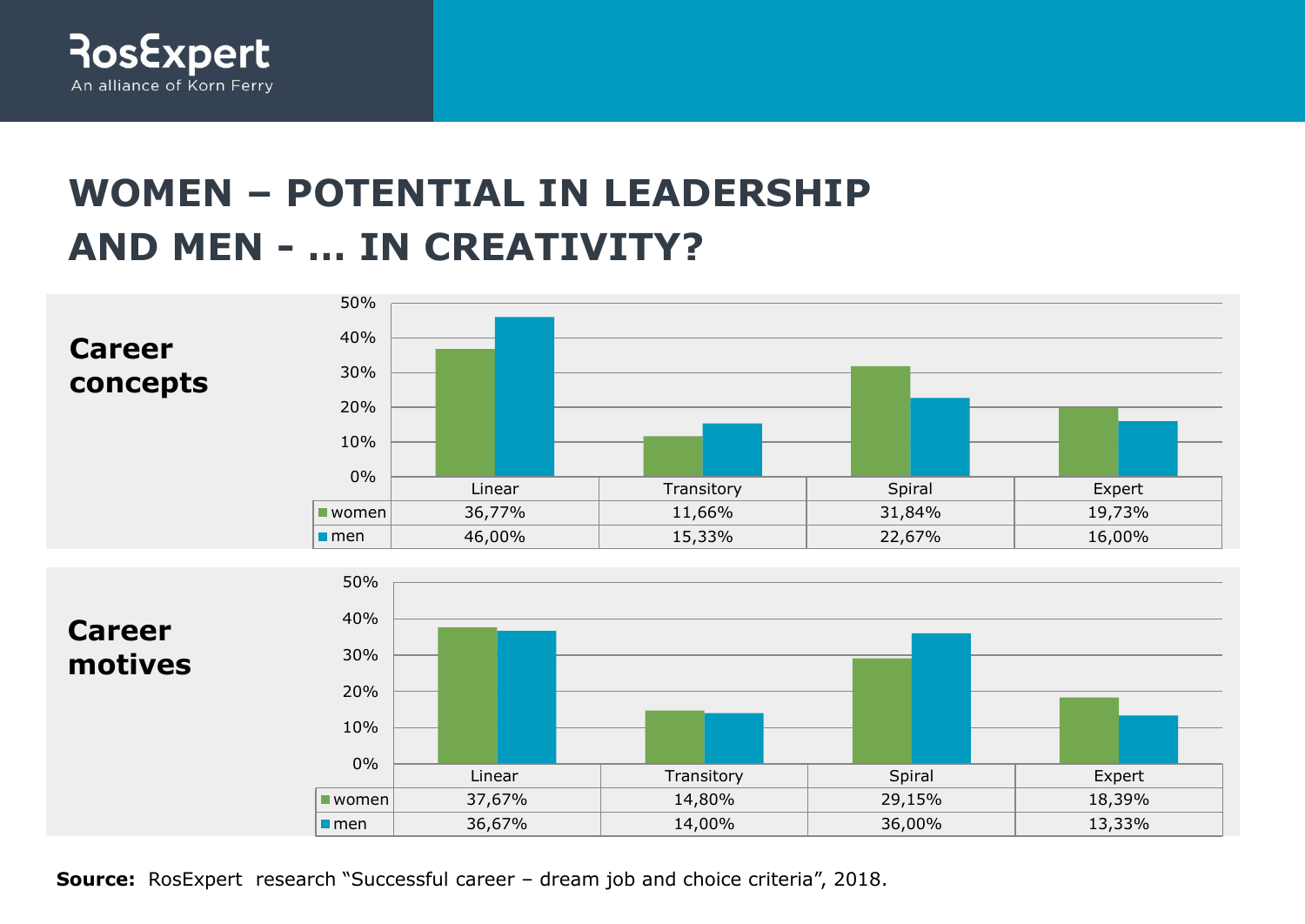# WOMEN – POTENTIAL IN LEADERSHIP AND MEN - … IN CREATIVITY?

**Career concepts**

| | Linear | Transitory | Spiral | Expert |
|---|---|---|---|---|
| women | 36,77% | 11,66% | 31,84% | 19,73% |
| men | 46,00% | 15,33% | 22,67% | 16,00% |

**Career motives**

| | Linear | Transitory | Spiral | Expert |
|---|---|---|---|---|
| women | 37,67% | 14,80% | 29,15% | 18,39% |
| men | 36,67% | 14,00% | 36,00% | 13,33% |

**Source:** RosExpert research "Successful career – dream job and choice criteria", 2018.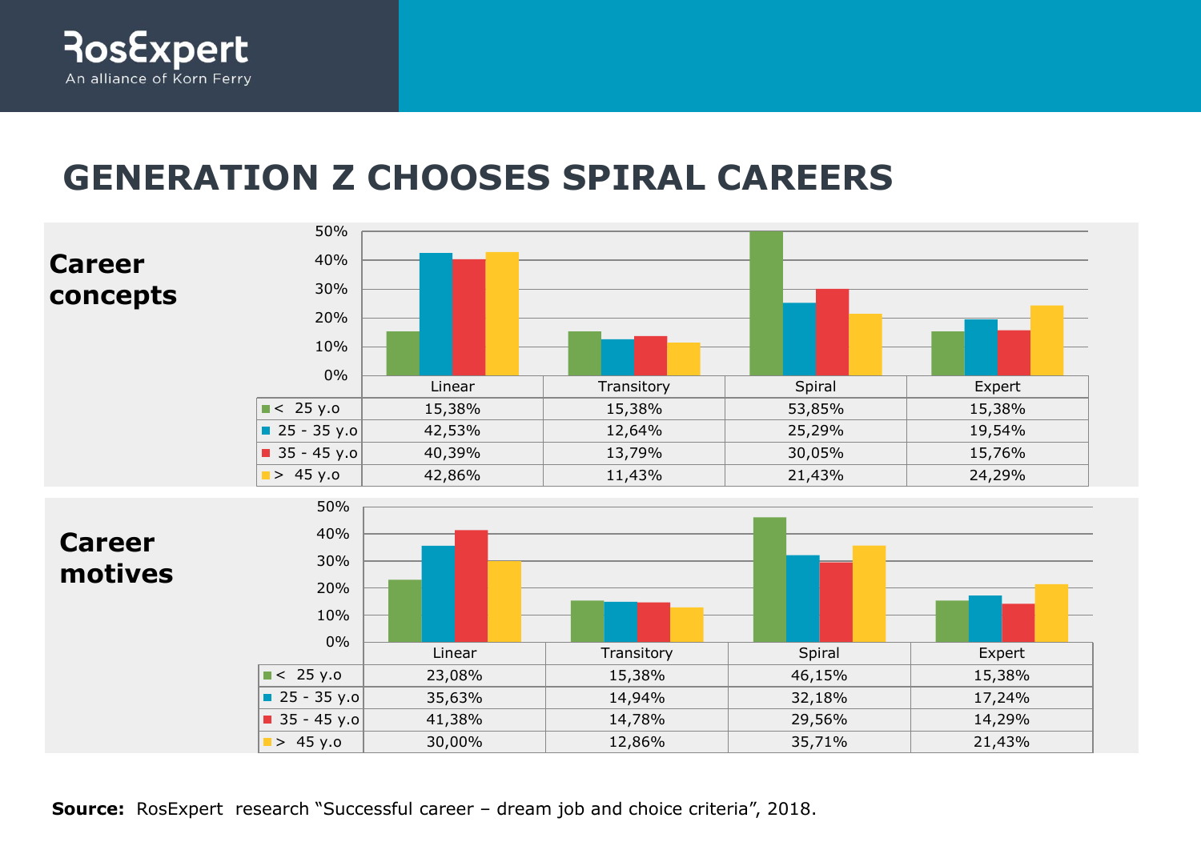# GENERATION Z CHOOSES SPIRAL CAREERS

**Career concepts**

| | Linear | Transitory | Spiral | Expert |
|---|---|---|---|---|
| < 25 y.o | 15,38% | 15,38% | 53,85% | 15,38% |
| 25 - 35 y.o | 42,53% | 12,64% | 25,29% | 19,54% |
| 35 - 45 y.o | 40,39% | 13,79% | 30,05% | 15,76% |
| > 45 y.o | 42,86% | 11,43% | 21,43% | 24,29% |

**Career motives**

| | Linear | Transitory | Spiral | Expert |
|---|---|---|---|---|
| < 25 y.o | 23,08% | 15,38% | 46,15% | 15,38% |
| 25 - 35 y.o | 35,63% | 14,94% | 32,18% | 17,24% |
| 35 - 45 y.o | 41,38% | 14,78% | 29,56% | 14,29% |
| > 45 y.o | 30,00% | 12,86% | 35,71% | 21,43% |

**Source:** RosExpert research “Successful career – dream job and choice criteria”, 2018.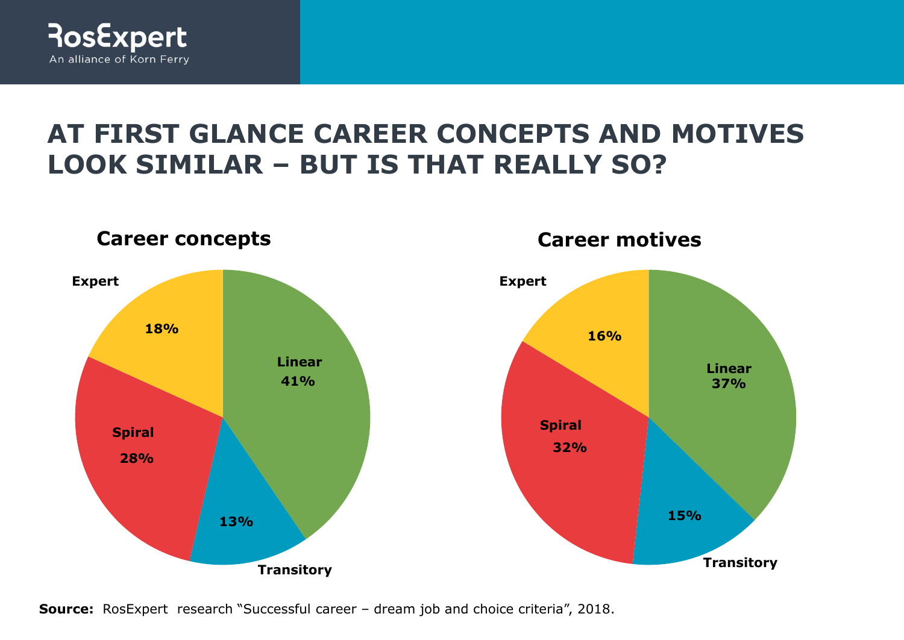# AT FIRST GLANCE CAREER CONCEPTS AND MOTIVES LOOK SIMILAR – BUT IS THAT REALLY SO?

### Career concepts

| Category | Share |
| --- | --- |
| Linear | 41% |
| Transitory | 13% |
| Spiral | 28% |
| Expert | 18% |

### Career motives

| Category | Share |
| --- | --- |
| Linear | 37% |
| Transitory | 15% |
| Spiral | 32% |
| Expert | 16% |

**Source:** RosExpert research "Successful career – dream job and choice criteria", 2018.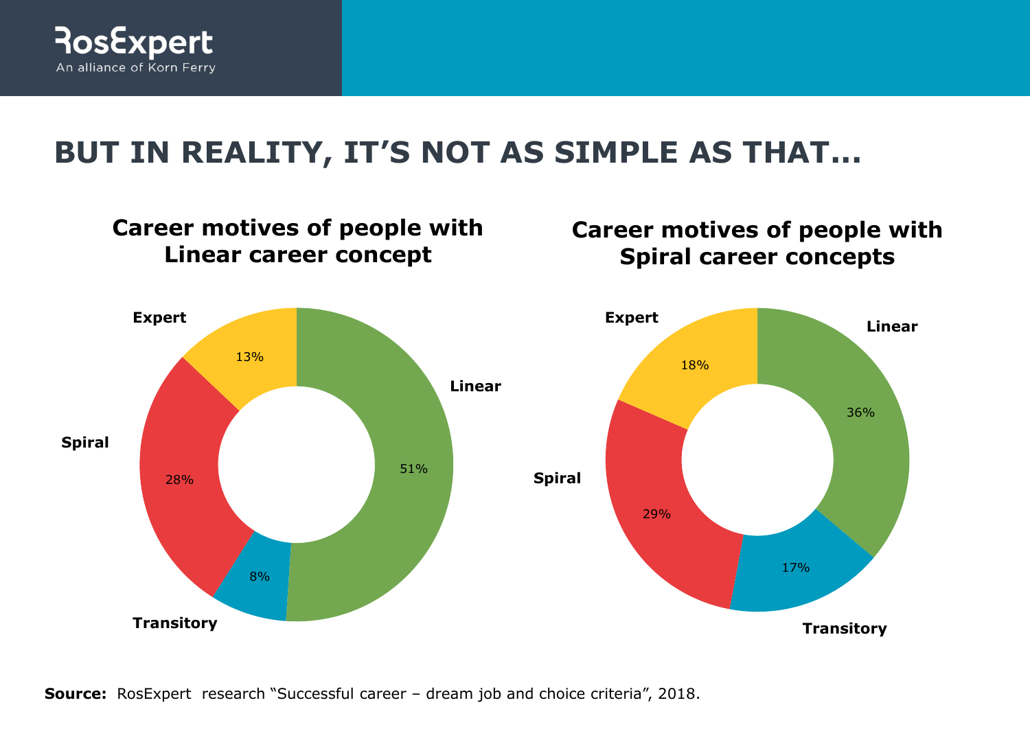# BUT IN REALITY, IT'S NOT AS SIMPLE AS THAT...

## Career motives of people with Linear career concept

| Motive | Share |
| --- | --- |
| Linear | 51% |
| Transitory | 8% |
| Spiral | 28% |
| Expert | 13% |

## Career motives of people with Spiral career concepts

| Motive | Share |
| --- | --- |
| Linear | 36% |
| Transitory | 17% |
| Spiral | 29% |
| Expert | 18% |

**Source:** RosExpert research "Successful career – dream job and choice criteria", 2018.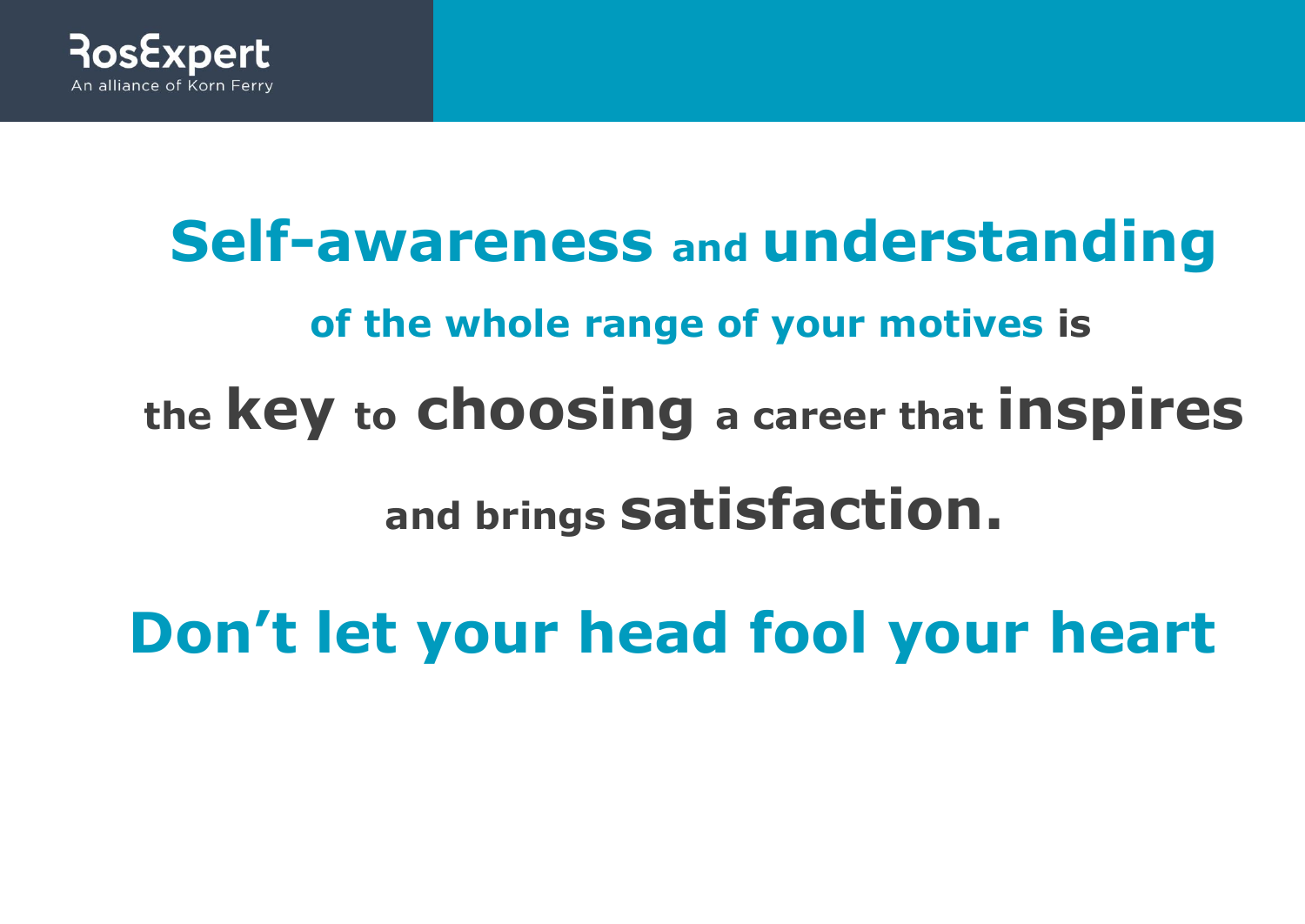**Self-awareness and understanding of the whole range of your motives is the key to choosing a career that inspires and brings satisfaction.**

## Don’t let your head fool your heart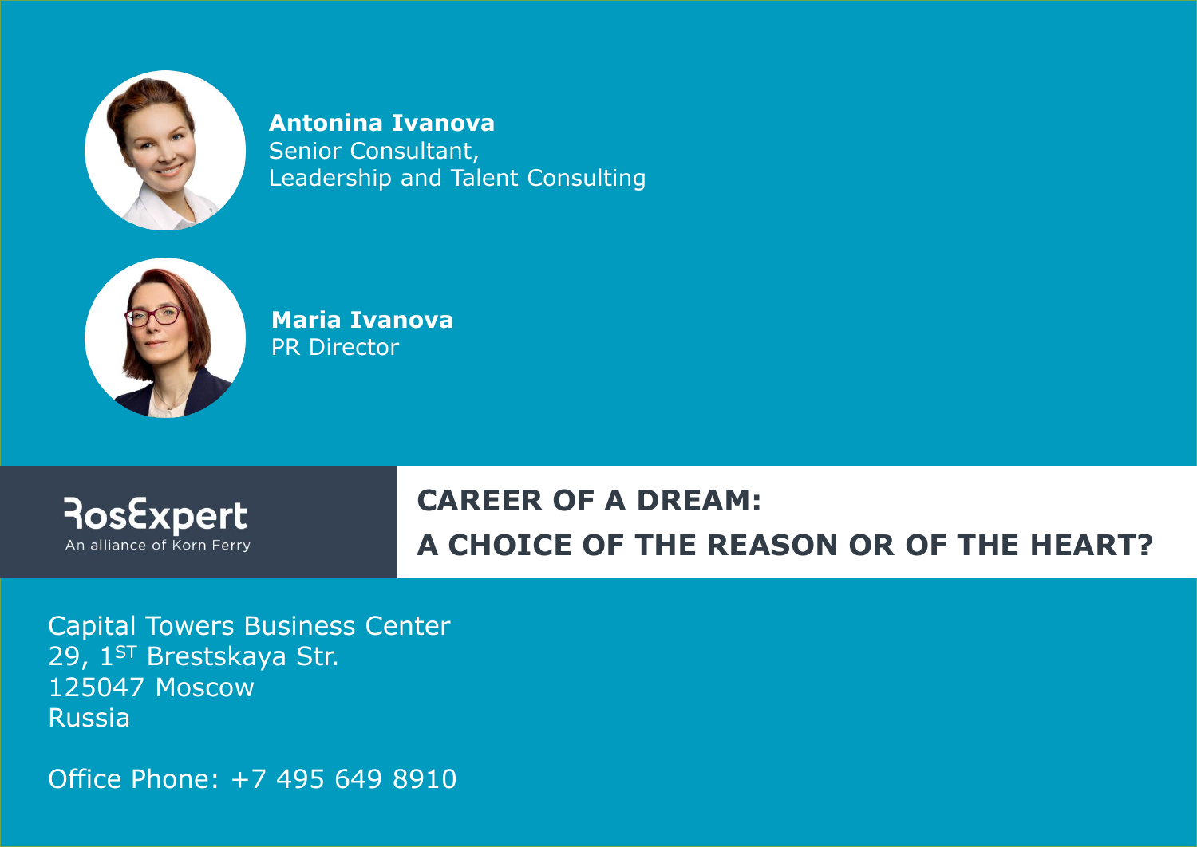**Antonina Ivanova**
Senior Consultant,
Leadership and Talent Consulting

**Maria Ivanova**
PR Director

RosExpert
An alliance of Korn Ferry

## CAREER OF A DREAM:
## A CHOICE OF THE REASON OR OF THE HEART?

Capital Towers Business Center
29, 1ST Brestskaya Str.
125047 Moscow
Russia

Office Phone: +7 495 649 8910